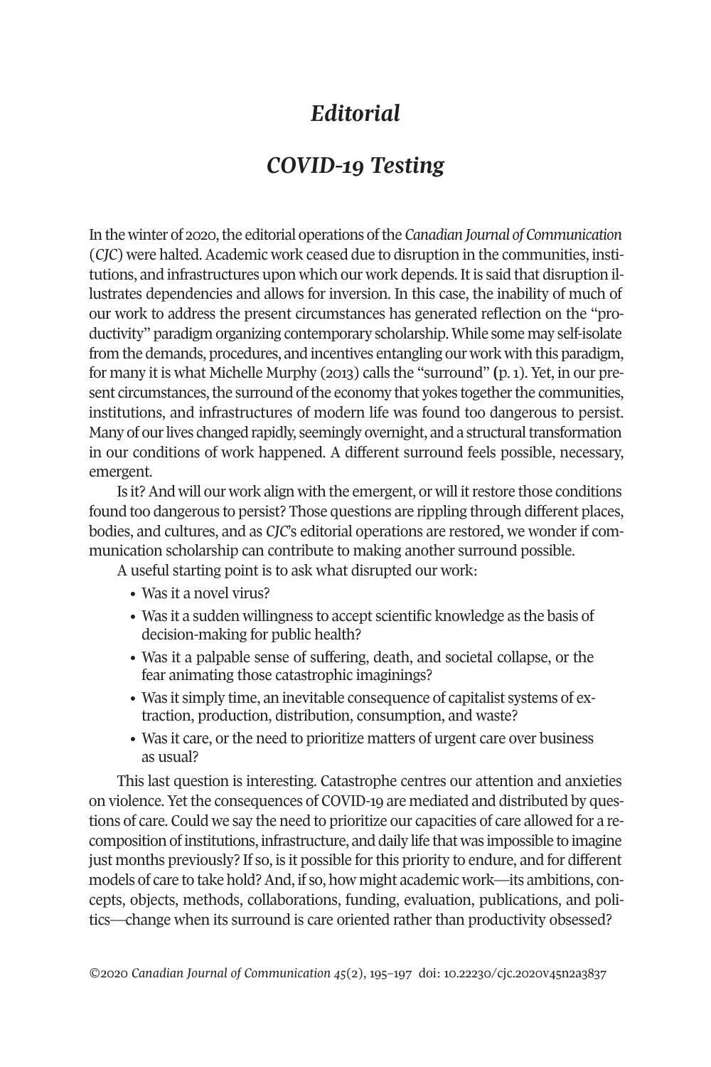# *Editorial*

## *COVID-19 Testing*

In the winter of 2020, the editorial operations of the *Canadian Journal of Communication* (*CJC*) were halted. Academic work ceased due to disruption in the communities, institutions, and infrastructures upon which our work depends. It is said that disruption illustrates dependencies and allows for inversion. In this case, the inability of much of our work to address the present circumstances has generated reflection on the "productivity" paradigm organizing contemporary scholarship. While some may self-isolate from the demands, procedures, and incentives entangling our work with this paradigm, for many it is what Michelle Murphy (2013) calls the "surround" (p. 1). Yet, in our present circumstances, the surround of the economy that yokes together the communities, institutions, and infrastructures of modern life was found too dangerous to persist. Many of our lives changed rapidly, seemingly overnight, and a structural transformation in our conditions of work happened. A different surround feels possible, necessary, emergent.

Is it? And will our work align with the emergent, or will it restore those conditions found too dangerous to persist? Those questions are rippling through different places, bodies, and cultures, and as *CJC*'s editorial operations are restored, we wonder if communication scholarship can contribute to making another surround possible.

A useful starting point is to ask what disrupted our work:

- Was it a novel virus?
- Was it a sudden willingness to accept scientific knowledge as the basis of decision-making for public health?
- Was it a palpable sense of suffering, death, and societal collapse, or the fear animating those catastrophic imaginings?
- Was it simply time, an inevitable consequence of capitalist systems of extraction, production, distribution, consumption, and waste?
- Was it care, or the need to prioritize matters of urgent care over business as usual?

This last question is interesting. Catastrophe centres our attention and anxieties on violence. Yet the consequences of COVID-19 are mediated and distributed by questions of care. Could we say the need to prioritize our capacities of care allowed for a recomposition of institutions, infrastructure, and daily life that was impossible to imagine just months previously? If so, is it possible for this priority to endure, and for different models of care to take hold? And, if so, how might academic work—its ambitions, concepts, objects, methods, collaborations, funding, evaluation, publications, and politics—change when its surround is care oriented rather than productivity obsessed?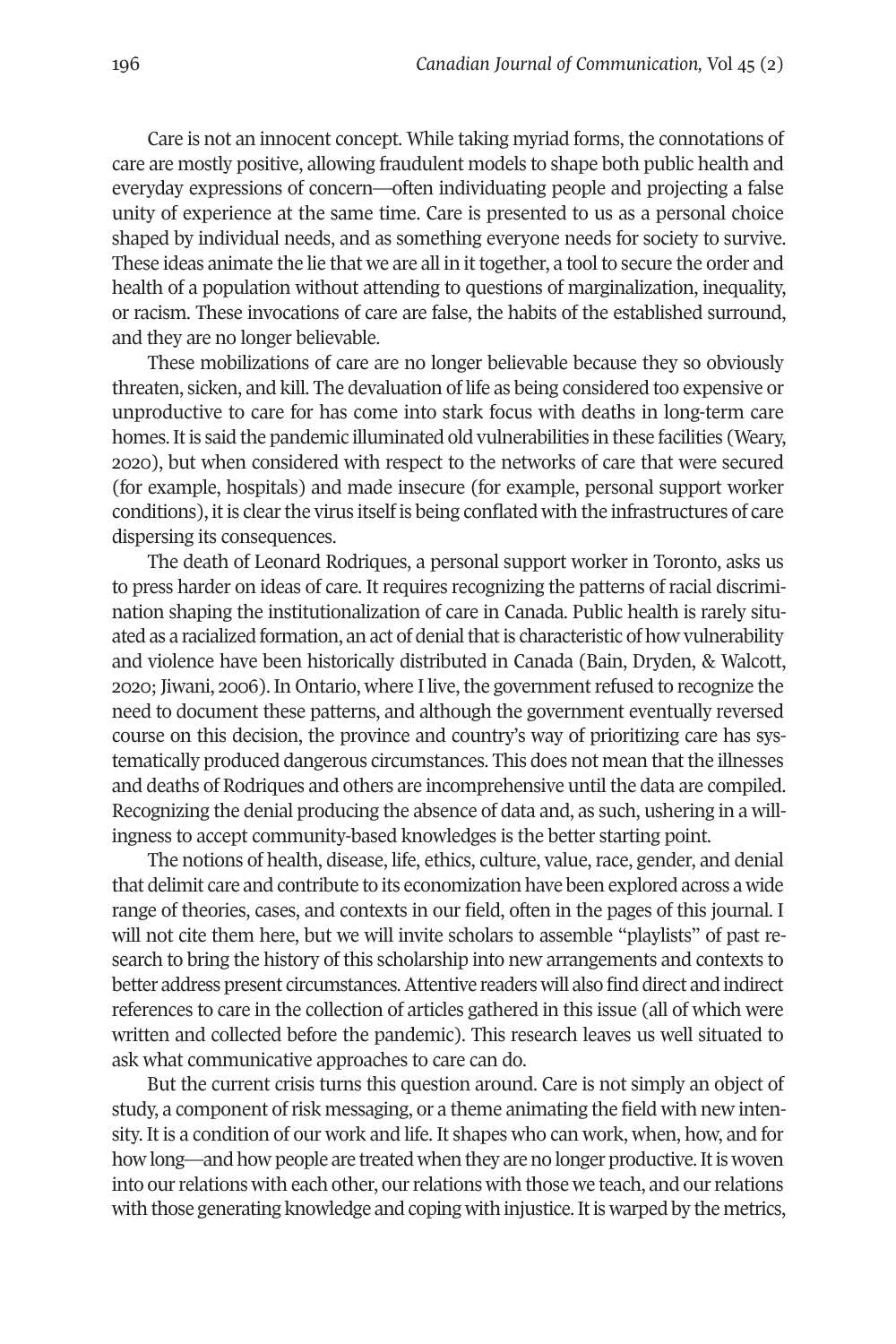Care is not an innocent concept. While taking myriad forms, the connotations of care are mostly positive, allowing fraudulent models to shape both public health and everyday expressions of concern—often individuating people and projecting a false unity of experience at the same time. Care is presented to us as a personal choice shaped by individual needs, and as something everyone needs for society to survive. These ideas animate the lie that we are all in it together, a tool to secure the order and health of a population without attending to questions of marginalization, inequality, or racism. These invocations of care are false, the habits of the established surround, and they are no longer believable.

These mobilizations of care are no longer believable because they so obviously threaten, sicken, and kill. The devaluation of life as being considered too expensive or unproductive to care for has come into stark focus with deaths in long-term care homes. It is said the pandemic illuminated old vulnerabilities in these facilities (Weary, 2020), but when considered with respect to the networks of care that were secured (for example, hospitals) and made insecure (for example, personal support worker conditions), it is clear the virus itself is being conflated with the infrastructures of care dispersing its consequences.

The death of Leonard Rodriques, a personal support worker in Toronto, asks us to press harder on ideas of care. It requires recognizing the patterns of racial discrimination shaping the institutionalization of care in Canada. Public health is rarely situated as a racialized formation, an act of denial that is characteristic of how vulnerability and violence have been historically distributed in Canada (Bain, Dryden, & Walcott, 2020; Jiwani, 2006). In Ontario, where I live, the government refused to recognize the need to document these patterns, and although the government eventually reversed course on this decision, the province and country's way of prioritizing care has systematically produced dangerous circumstances. This does not mean that the illnesses and deaths of Rodriques and others are incomprehensive until the data are compiled. Recognizing the denial producing the absence of data and, as such, ushering in a willingness to accept community-based knowledges is the better starting point.

The notions of health, disease, life, ethics, culture, value, race, gender, and denial that delimit care and contribute to its economization have been explored across a wide range of theories, cases, and contexts in our field, often in the pages of this journal. I will not cite them here, but we will invite scholars to assemble "playlists" of past research to bring the history of this scholarship into new arrangements and contexts to better address present circumstances. Attentive readers will also find direct and indirect references to care in the collection of articles gathered in this issue (all of which were written and collected before the pandemic). This research leaves us well situated to ask what communicative approaches to care can do.

But the current crisis turns this question around. Care is not simply an object of study, a component of risk messaging, or a theme animating the field with new intensity. It is a condition of our work and life. It shapes who can work, when, how, and for how long—and how people are treated when they are no longer productive. It is woven into our relations with each other, our relations with those we teach, and our relations with those generating knowledge and coping with injustice. It is warped by the metrics,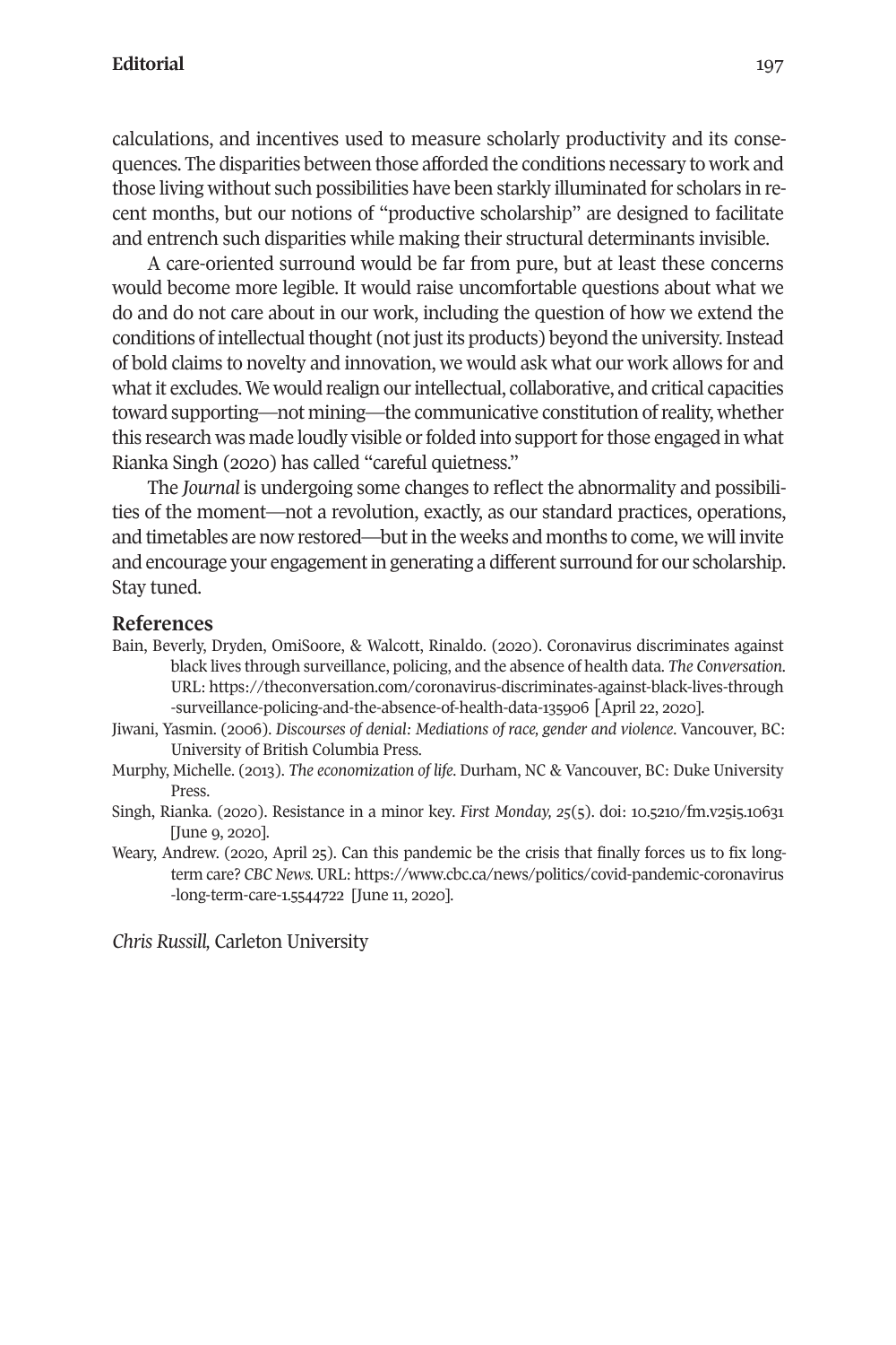calculations, and incentives used to measure scholarly productivity and its consequences. The disparities between those afforded the conditions necessary to work and those living without such possibilities have been starkly illuminated for scholars in recent months, but our notions of "productive scholarship" are designed to facilitate and entrench such disparities while making their structural determinants invisible.

A care-oriented surround would be far from pure, but at least these concerns would become more legible. It would raise uncomfortable questions about what we do and do not care about in our work, including the question of how we extend the conditions of intellectual thought (not just its products) beyond the university. Instead of bold claims to novelty and innovation, we would ask what our work allows for and what it excludes. We would realign our intellectual, collaborative, and critical capacities toward supporting—not mining—the communicative constitution of reality, whether this research was made loudly visible or folded into support for those engaged in what Rianka Singh (2020) has called "careful quietness."

The *Journal* is undergoing some changes to reflect the abnormality and possibilities of the moment—not a revolution, exactly, as our standard practices, operations, and timetables are now restored—but in the weeks and months to come, we will invite and encourage your engagement in generating a different surround for our scholarship. Stay tuned.

## References

Bain, Beverly, Dryden, OmiSoore, & Walcott, Rinaldo. (2020). Coronavirus discriminates against black lives through surveillance, policing, and the absence of health data. *The Conversation.* URL: https://theconversation.com/coronavirus-discriminates-against-black-lives-through-surveillance-policing-and-the-absence-of-health-data-135906 [April 22, 2020].

Jiwani, Yasmin. (2006). *Discourses of denial: Mediations of race, gender and violence*. Vancouver, BC: University of British Columbia Press.

Murphy, Michelle. (2013). *The economization of life*. Durham, NC & Vancouver, BC: Duke University Press.

Singh, Rianka. (2020). Resistance in a minor key. *First Monday, 25*(5). doi: 10.5210/fm.v25i5.10631 [June 9, 2020].

Weary, Andrew. (2020, April 25). Can this pandemic be the crisis that finally forces us to fix long-term care? *CBC News.* URL: https://www.cbc.ca/news/politics/covid-pandemic-coronavirus-long-term-care-1.5544722 [June 11, 2020].

*Chris Russill,* Carleton University